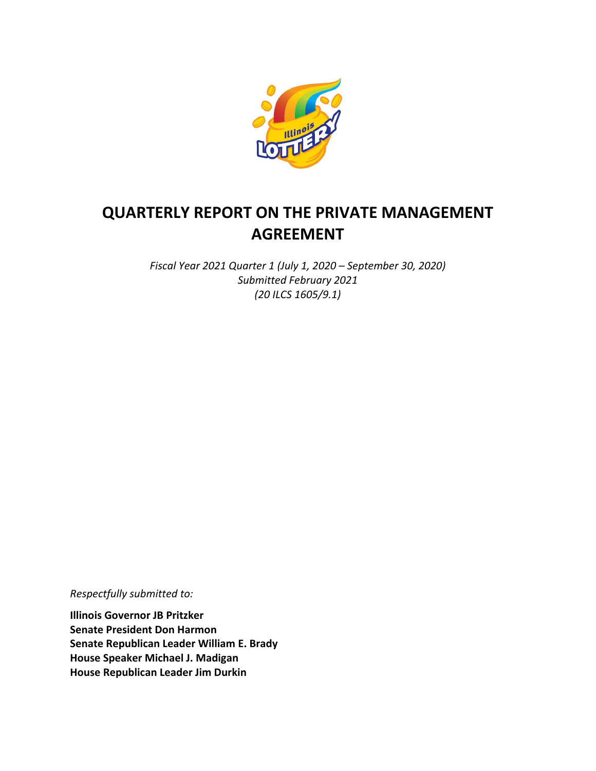# QUARTERLY REPORT ON THE PRIVATE MANAGEMENT AGREEMENT

*Fiscal Year 2021 Quarter 1 (July 1, 2020 – September 30, 2020)*
*Submitted February 2021*
*(20 ILCS 1605/9.1)*

*Respectfully submitted to:*

**Illinois Governor JB Pritzker**
**Senate President Don Harmon**
**Senate Republican Leader William E. Brady**
**House Speaker Michael J. Madigan**
**House Republican Leader Jim Durkin**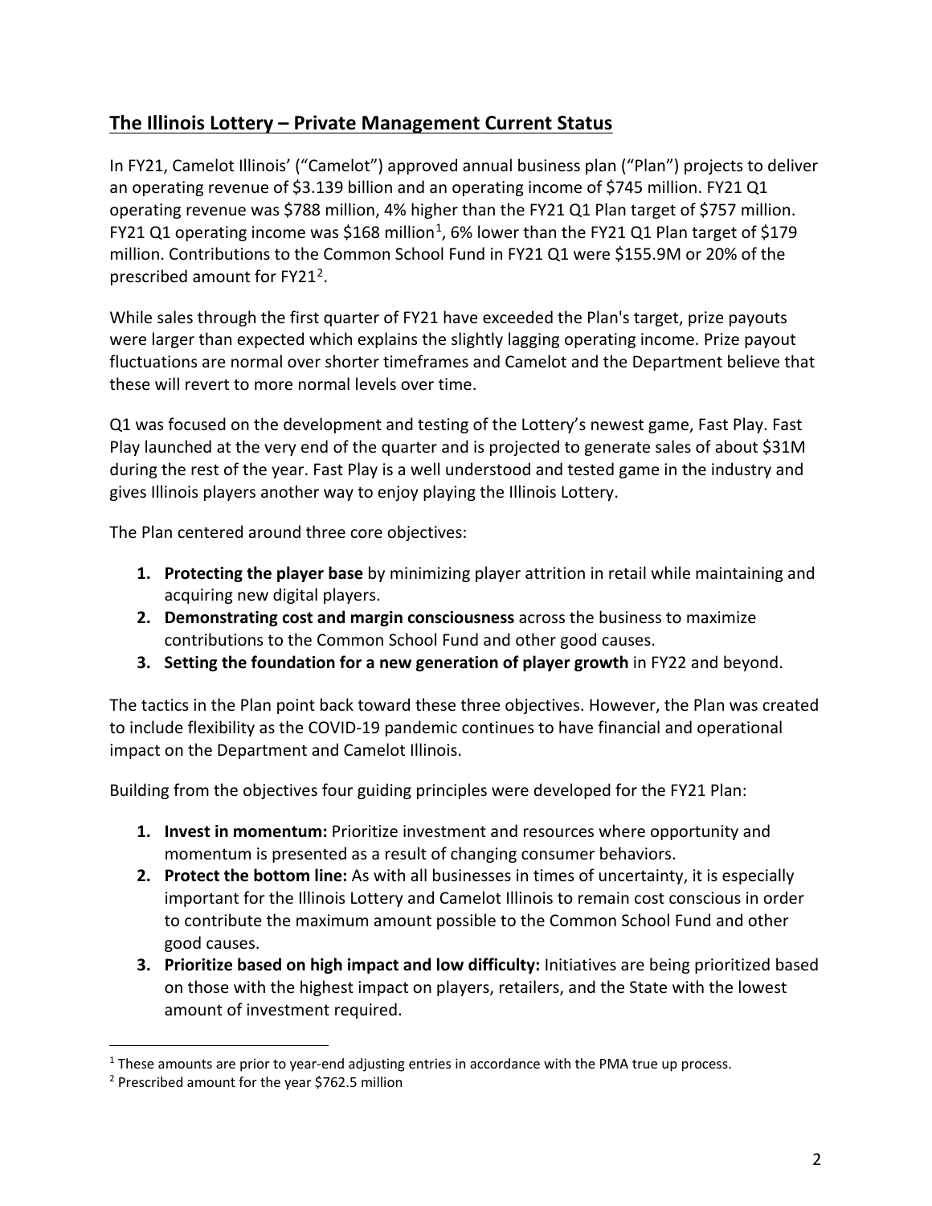## The Illinois Lottery – Private Management Current Status

In FY21, Camelot Illinois' ("Camelot") approved annual business plan ("Plan") projects to deliver an operating revenue of $3.139 billion and an operating income of $745 million. FY21 Q1 operating revenue was $788 million, 4% higher than the FY21 Q1 Plan target of $757 million. FY21 Q1 operating income was $168 million[1], 6% lower than the FY21 Q1 Plan target of $179 million. Contributions to the Common School Fund in FY21 Q1 were $155.9M or 20% of the prescribed amount for FY21[2].

While sales through the first quarter of FY21 have exceeded the Plan's target, prize payouts were larger than expected which explains the slightly lagging operating income. Prize payout fluctuations are normal over shorter timeframes and Camelot and the Department believe that these will revert to more normal levels over time.

Q1 was focused on the development and testing of the Lottery's newest game, Fast Play. Fast Play launched at the very end of the quarter and is projected to generate sales of about $31M during the rest of the year. Fast Play is a well understood and tested game in the industry and gives Illinois players another way to enjoy playing the Illinois Lottery.

The Plan centered around three core objectives:

1. **Protecting the player base** by minimizing player attrition in retail while maintaining and acquiring new digital players.
2. **Demonstrating cost and margin consciousness** across the business to maximize contributions to the Common School Fund and other good causes.
3. **Setting the foundation for a new generation of player growth** in FY22 and beyond.

The tactics in the Plan point back toward these three objectives. However, the Plan was created to include flexibility as the COVID-19 pandemic continues to have financial and operational impact on the Department and Camelot Illinois.

Building from the objectives four guiding principles were developed for the FY21 Plan:

1. **Invest in momentum:** Prioritize investment and resources where opportunity and momentum is presented as a result of changing consumer behaviors.
2. **Protect the bottom line:** As with all businesses in times of uncertainty, it is especially important for the Illinois Lottery and Camelot Illinois to remain cost conscious in order to contribute the maximum amount possible to the Common School Fund and other good causes.
3. **Prioritize based on high impact and low difficulty:** Initiatives are being prioritized based on those with the highest impact on players, retailers, and the State with the lowest amount of investment required.

[1] These amounts are prior to year-end adjusting entries in accordance with the PMA true up process.

[2] Prescribed amount for the year $762.5 million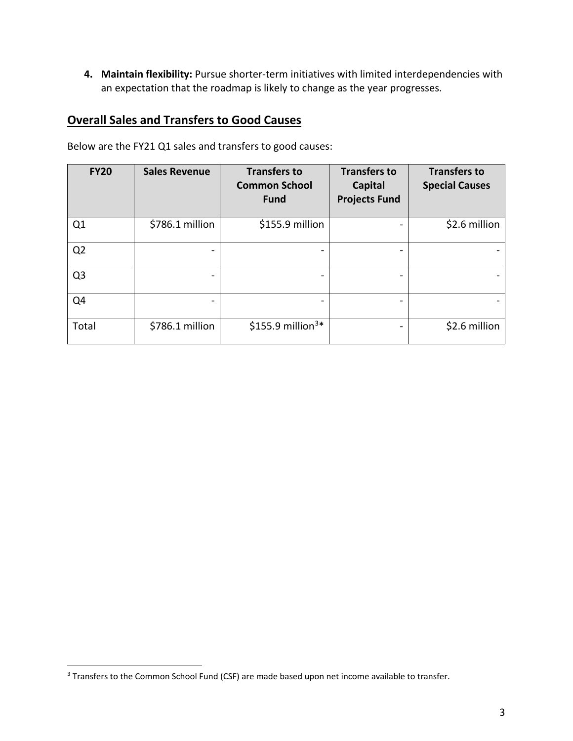4. **Maintain flexibility:** Pursue shorter-term initiatives with limited interdependencies with an expectation that the roadmap is likely to change as the year progresses.

## Overall Sales and Transfers to Good Causes

Below are the FY21 Q1 sales and transfers to good causes:

| FY20 | Sales Revenue | Transfers to Common School Fund | Transfers to Capital Projects Fund | Transfers to Special Causes |
|---|---|---|---|---|
| Q1 | $786.1 million | $155.9 million | - | $2.6 million |
| Q2 | - | - | - | - |
| Q3 | - | - | - | - |
| Q4 | - | - | - | - |
| Total | $786.1 million | $155.9 million[3]* | - | $2.6 million |

[3] Transfers to the Common School Fund (CSF) are made based upon net income available to transfer.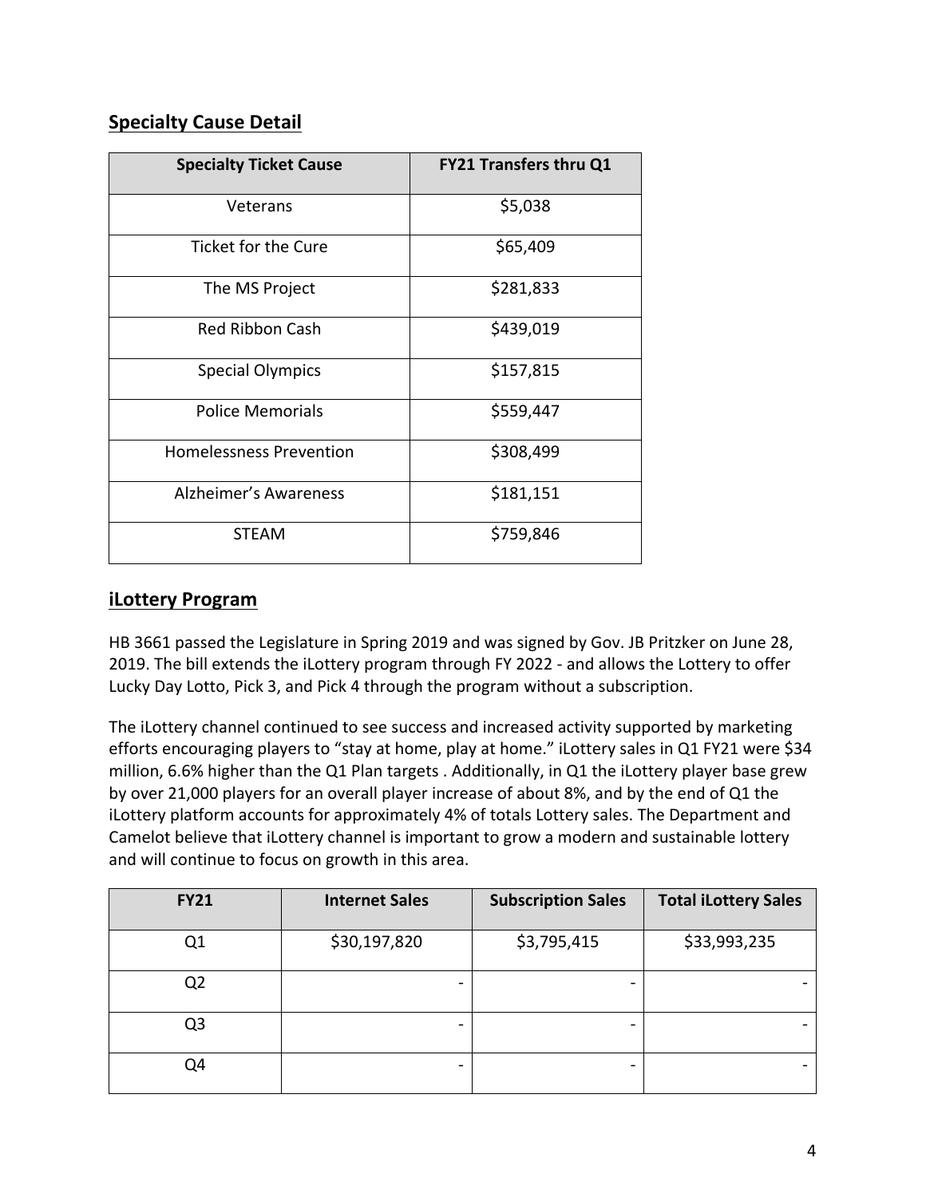## Specialty Cause Detail

| Specialty Ticket Cause | FY21 Transfers thru Q1 |
|---|---|
| Veterans | $5,038 |
| Ticket for the Cure | $65,409 |
| The MS Project | $281,833 |
| Red Ribbon Cash | $439,019 |
| Special Olympics | $157,815 |
| Police Memorials | $559,447 |
| Homelessness Prevention | $308,499 |
| Alzheimer's Awareness | $181,151 |
| STEAM | $759,846 |

## iLottery Program

HB 3661 passed the Legislature in Spring 2019 and was signed by Gov. JB Pritzker on June 28, 2019. The bill extends the iLottery program through FY 2022 - and allows the Lottery to offer Lucky Day Lotto, Pick 3, and Pick 4 through the program without a subscription.

The iLottery channel continued to see success and increased activity supported by marketing efforts encouraging players to "stay at home, play at home." iLottery sales in Q1 FY21 were $34 million, 6.6% higher than the Q1 Plan targets . Additionally, in Q1 the iLottery player base grew by over 21,000 players for an overall player increase of about 8%, and by the end of Q1 the iLottery platform accounts for approximately 4% of totals Lottery sales. The Department and Camelot believe that iLottery channel is important to grow a modern and sustainable lottery and will continue to focus on growth in this area.

| FY21 | Internet Sales | Subscription Sales | Total iLottery Sales |
|---|---|---|---|
| Q1 | $30,197,820 | $3,795,415 | $33,993,235 |
| Q2 | - | - | - |
| Q3 | - | - | - |
| Q4 | - | - | - |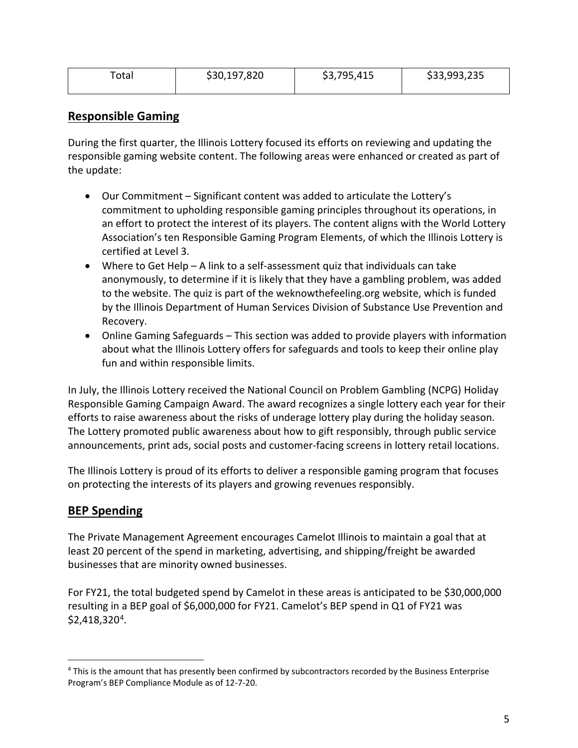| | | | |
|---|---|---|---|
| Total | \$30,197,820 | \$3,795,415 | \$33,993,235 |

## Responsible Gaming

During the first quarter, the Illinois Lottery focused its efforts on reviewing and updating the responsible gaming website content. The following areas were enhanced or created as part of the update:

- Our Commitment – Significant content was added to articulate the Lottery's commitment to upholding responsible gaming principles throughout its operations, in an effort to protect the interest of its players. The content aligns with the World Lottery Association's ten Responsible Gaming Program Elements, of which the Illinois Lottery is certified at Level 3.
- Where to Get Help – A link to a self-assessment quiz that individuals can take anonymously, to determine if it is likely that they have a gambling problem, was added to the website. The quiz is part of the weknowthefeeling.org website, which is funded by the Illinois Department of Human Services Division of Substance Use Prevention and Recovery.
- Online Gaming Safeguards – This section was added to provide players with information about what the Illinois Lottery offers for safeguards and tools to keep their online play fun and within responsible limits.

In July, the Illinois Lottery received the National Council on Problem Gambling (NCPG) Holiday Responsible Gaming Campaign Award. The award recognizes a single lottery each year for their efforts to raise awareness about the risks of underage lottery play during the holiday season. The Lottery promoted public awareness about how to gift responsibly, through public service announcements, print ads, social posts and customer-facing screens in lottery retail locations.

The Illinois Lottery is proud of its efforts to deliver a responsible gaming program that focuses on protecting the interests of its players and growing revenues responsibly.

## BEP Spending

The Private Management Agreement encourages Camelot Illinois to maintain a goal that at least 20 percent of the spend in marketing, advertising, and shipping/freight be awarded businesses that are minority owned businesses.

For FY21, the total budgeted spend by Camelot in these areas is anticipated to be \$30,000,000 resulting in a BEP goal of \$6,000,000 for FY21. Camelot's BEP spend in Q1 of FY21 was \$2,418,320[4].

[4] This is the amount that has presently been confirmed by subcontractors recorded by the Business Enterprise Program's BEP Compliance Module as of 12-7-20.